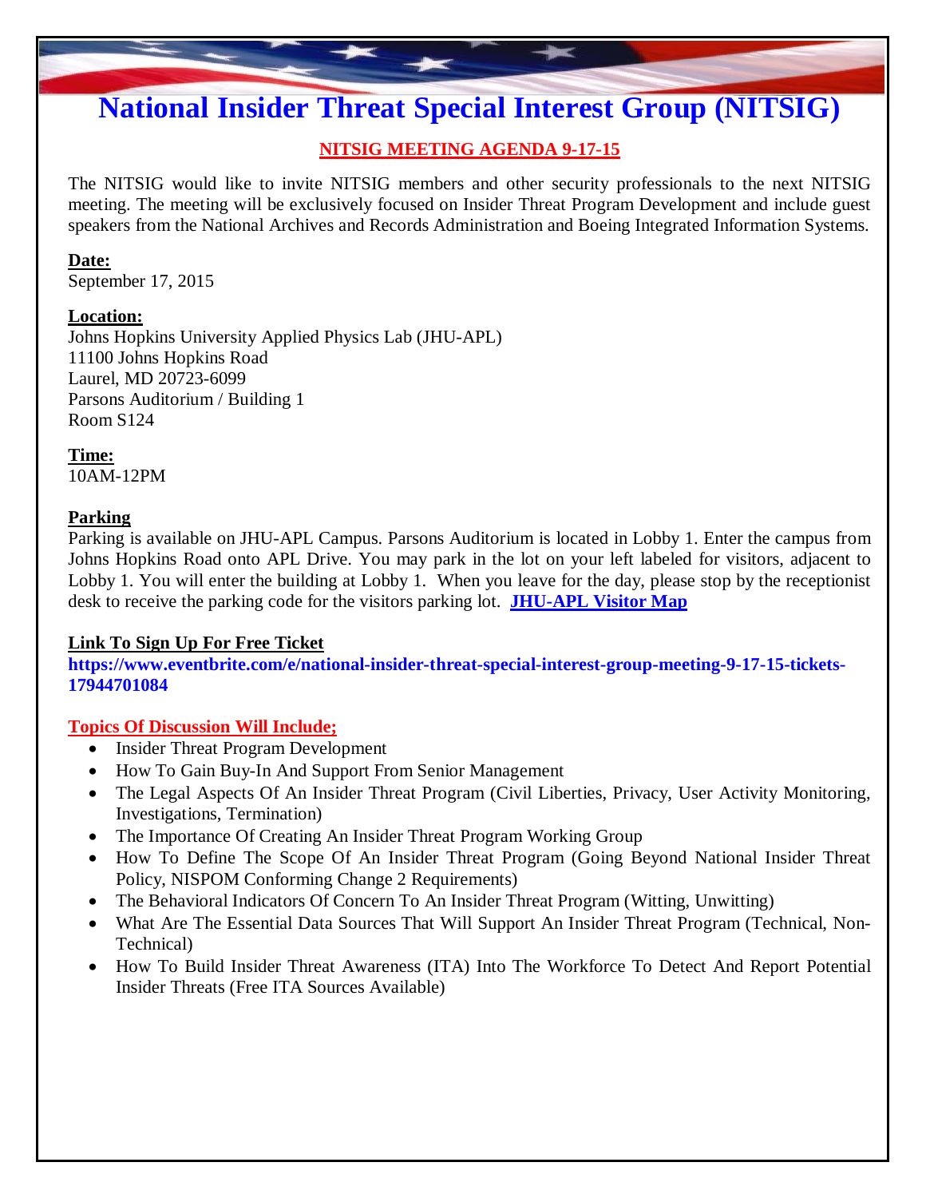# National Insider Threat Special Interest Group (NITSIG)

## NITSIG MEETING AGENDA 9-17-15

The NITSIG would like to invite NITSIG members and other security professionals to the next NITSIG meeting. The meeting will be exclusively focused on Insider Threat Program Development and include guest speakers from the National Archives and Records Administration and Boeing Integrated Information Systems.

**Date:**
September 17, 2015

**Location:**
Johns Hopkins University Applied Physics Lab (JHU-APL)
11100 Johns Hopkins Road
Laurel, MD 20723-6099
Parsons Auditorium / Building 1
Room S124

**Time:**
10AM-12PM

**Parking**
Parking is available on JHU-APL Campus. Parsons Auditorium is located in Lobby 1. Enter the campus from Johns Hopkins Road onto APL Drive. You may park in the lot on your left labeled for visitors, adjacent to Lobby 1. You will enter the building at Lobby 1. When you leave for the day, please stop by the receptionist desk to receive the parking code for the visitors parking lot. **JHU-APL Visitor Map**

**Link To Sign Up For Free Ticket**
**https://www.eventbrite.com/e/national-insider-threat-special-interest-group-meeting-9-17-15-tickets-17944701084**

**Topics Of Discussion Will Include;**

- Insider Threat Program Development
- How To Gain Buy-In And Support From Senior Management
- The Legal Aspects Of An Insider Threat Program (Civil Liberties, Privacy, User Activity Monitoring, Investigations, Termination)
- The Importance Of Creating An Insider Threat Program Working Group
- How To Define The Scope Of An Insider Threat Program (Going Beyond National Insider Threat Policy, NISPOM Conforming Change 2 Requirements)
- The Behavioral Indicators Of Concern To An Insider Threat Program (Witting, Unwitting)
- What Are The Essential Data Sources That Will Support An Insider Threat Program (Technical, Non-Technical)
- How To Build Insider Threat Awareness (ITA) Into The Workforce To Detect And Report Potential Insider Threats (Free ITA Sources Available)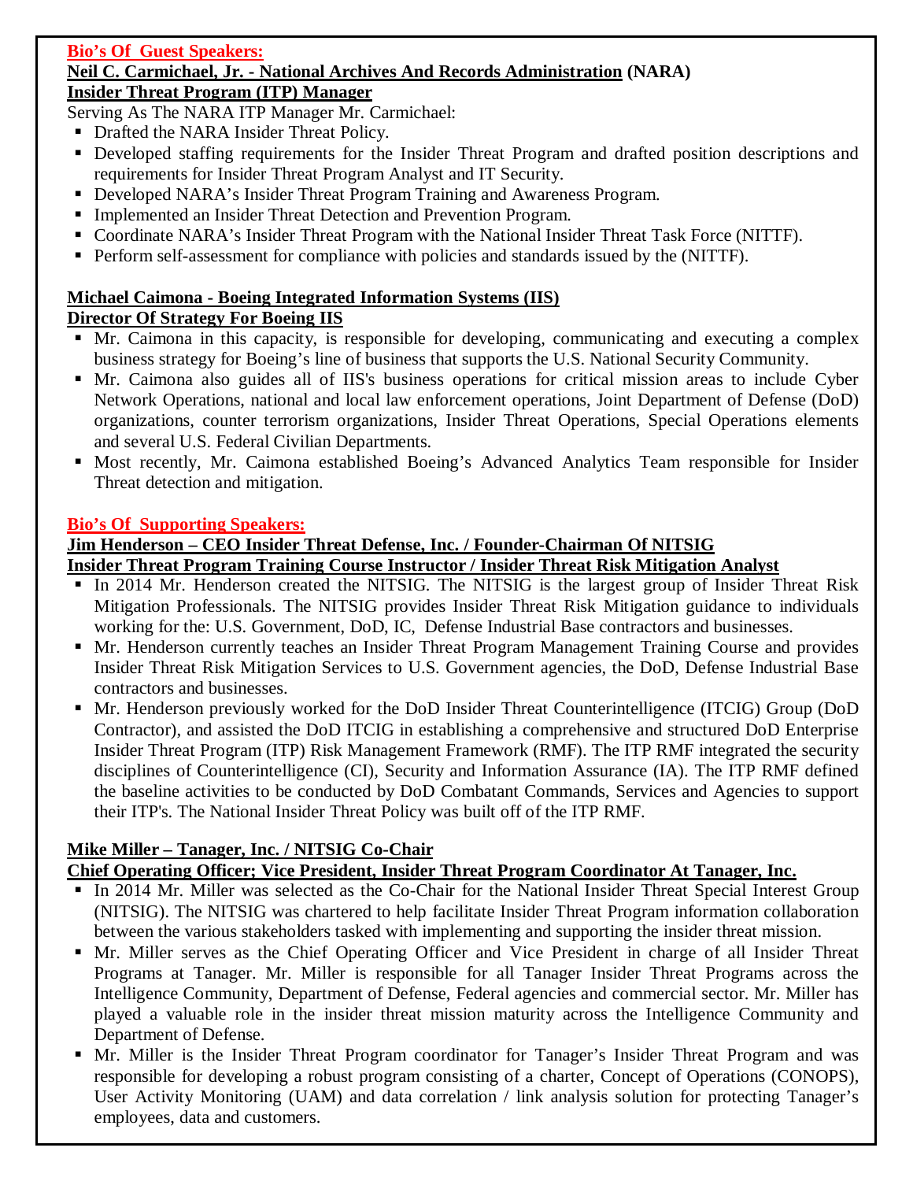**Bio's Of Guest Speakers:**

**Neil C. Carmichael, Jr. - National Archives And Records Administration (NARA)**
**Insider Threat Program (ITP) Manager**

Serving As The NARA ITP Manager Mr. Carmichael:

- Drafted the NARA Insider Threat Policy.
- Developed staffing requirements for the Insider Threat Program and drafted position descriptions and requirements for Insider Threat Program Analyst and IT Security.
- Developed NARA's Insider Threat Program Training and Awareness Program.
- Implemented an Insider Threat Detection and Prevention Program.
- Coordinate NARA's Insider Threat Program with the National Insider Threat Task Force (NITTF).
- Perform self-assessment for compliance with policies and standards issued by the (NITTF).

**Michael Caimona - Boeing Integrated Information Systems (IIS)**
**Director Of Strategy For Boeing IIS**

- Mr. Caimona in this capacity, is responsible for developing, communicating and executing a complex business strategy for Boeing's line of business that supports the U.S. National Security Community.
- Mr. Caimona also guides all of IIS's business operations for critical mission areas to include Cyber Network Operations, national and local law enforcement operations, Joint Department of Defense (DoD) organizations, counter terrorism organizations, Insider Threat Operations, Special Operations elements and several U.S. Federal Civilian Departments.
- Most recently, Mr. Caimona established Boeing's Advanced Analytics Team responsible for Insider Threat detection and mitigation.

**Bio's Of Supporting Speakers:**

**Jim Henderson – CEO Insider Threat Defense, Inc. / Founder-Chairman Of NITSIG**
**Insider Threat Program Training Course Instructor / Insider Threat Risk Mitigation Analyst**

- In 2014 Mr. Henderson created the NITSIG. The NITSIG is the largest group of Insider Threat Risk Mitigation Professionals. The NITSIG provides Insider Threat Risk Mitigation guidance to individuals working for the: U.S. Government, DoD, IC, Defense Industrial Base contractors and businesses.
- Mr. Henderson currently teaches an Insider Threat Program Management Training Course and provides Insider Threat Risk Mitigation Services to U.S. Government agencies, the DoD, Defense Industrial Base contractors and businesses.
- Mr. Henderson previously worked for the DoD Insider Threat Counterintelligence (ITCIG) Group (DoD Contractor), and assisted the DoD ITCIG in establishing a comprehensive and structured DoD Enterprise Insider Threat Program (ITP) Risk Management Framework (RMF). The ITP RMF integrated the security disciplines of Counterintelligence (CI), Security and Information Assurance (IA). The ITP RMF defined the baseline activities to be conducted by DoD Combatant Commands, Services and Agencies to support their ITP's. The National Insider Threat Policy was built off of the ITP RMF.

**Mike Miller – Tanager, Inc. / NITSIG Co-Chair**
**Chief Operating Officer; Vice President, Insider Threat Program Coordinator At Tanager, Inc.**

- In 2014 Mr. Miller was selected as the Co-Chair for the National Insider Threat Special Interest Group (NITSIG). The NITSIG was chartered to help facilitate Insider Threat Program information collaboration between the various stakeholders tasked with implementing and supporting the insider threat mission.
- Mr. Miller serves as the Chief Operating Officer and Vice President in charge of all Insider Threat Programs at Tanager. Mr. Miller is responsible for all Tanager Insider Threat Programs across the Intelligence Community, Department of Defense, Federal agencies and commercial sector. Mr. Miller has played a valuable role in the insider threat mission maturity across the Intelligence Community and Department of Defense.
- Mr. Miller is the Insider Threat Program coordinator for Tanager's Insider Threat Program and was responsible for developing a robust program consisting of a charter, Concept of Operations (CONOPS), User Activity Monitoring (UAM) and data correlation / link analysis solution for protecting Tanager's employees, data and customers.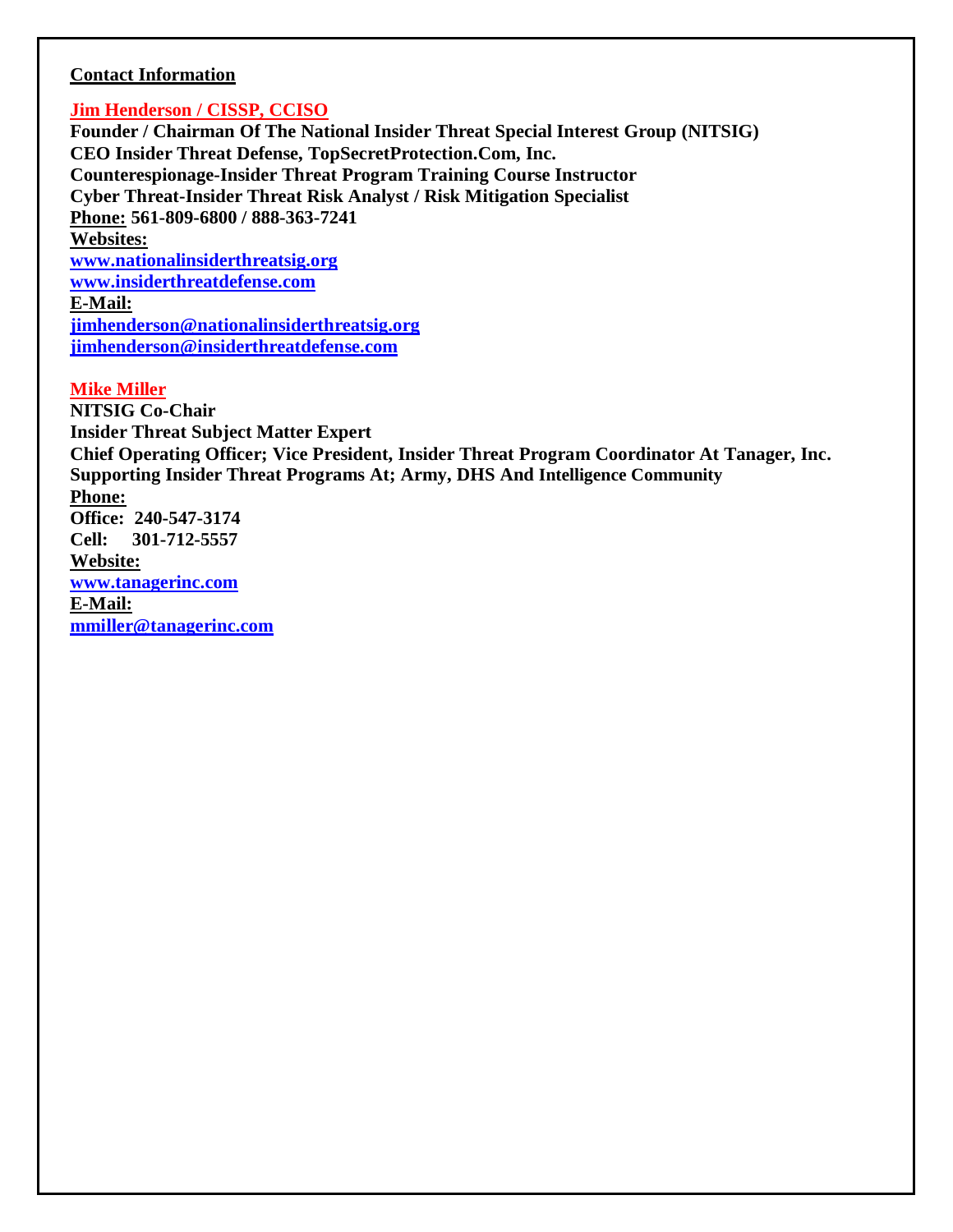**Contact Information**

**Jim Henderson / CISSP, CCISO**
**Founder / Chairman Of The National Insider Threat Special Interest Group (NITSIG)**
**CEO Insider Threat Defense, TopSecretProtection.Com, Inc.**
**Counterespionage-Insider Threat Program Training Course Instructor**
**Cyber Threat-Insider Threat Risk Analyst / Risk Mitigation Specialist**
**Phone: 561-809-6800 / 888-363-7241**
**Websites:**
**www.nationalinsiderthreatsig.org**
**www.insiderthreatdefense.com**
**E-Mail:**
**jimhenderson@nationalinsiderthreatsig.org**
**jimhenderson@insiderthreatdefense.com**

**Mike Miller**
**NITSIG Co-Chair**
**Insider Threat Subject Matter Expert**
**Chief Operating Officer; Vice President, Insider Threat Program Coordinator At Tanager, Inc.**
**Supporting Insider Threat Programs At; Army, DHS And Intelligence Community**
**Phone:**
**Office: 240-547-3174**
**Cell: 301-712-5557**
**Website:**
**www.tanagerinc.com**
**E-Mail:**
**mmiller@tanagerinc.com**